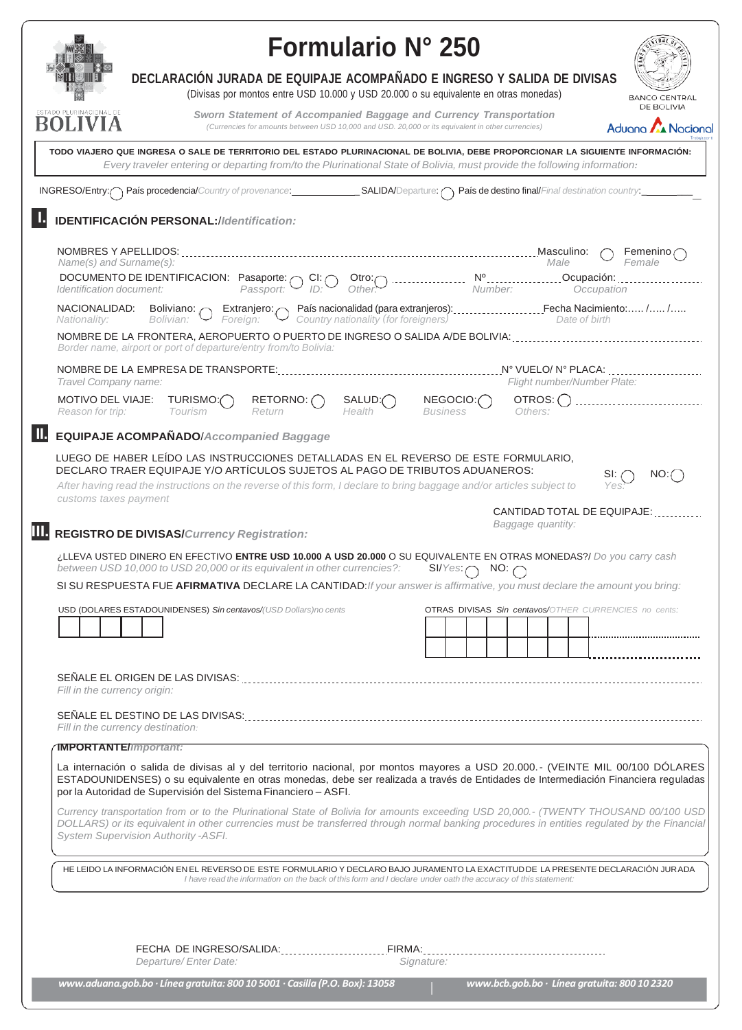ESTADO PLURINACIONAL DE BOLIVIA

# Formulario N° 250

BANCO CENTRAL DE BOLIVIA

Aduana Nacional

## DECLARACIÓN JURADA DE EQUIPAJE ACOMPAÑADO E INGRESO Y SALIDA DE DIVISAS

(Divisas por montos entre USD 10.000 y USD 20.000 o su equivalente en otras monedas)

*Sworn Statement of Accompanied Baggage and Currency Transportation*

*(Currencies for amounts between USD 10,000 and USD. 20,000 or its equivalent in other currencies)*

**TODO VIAJERO QUE INGRESA O SALE DE TERRITORIO DEL ESTADO PLURINACIONAL DE BOLIVIA, DEBE PROPORCIONAR LA SIGUIENTE INFORMACIÓN:**
*Every traveler entering or departing from/to the Plurinational State of Bolivia, must provide the following information:*

INGRESO/Entry: ◯ País procedencia/*Country of provenance*: ____________ SALIDA/*Departure*: ◯ País de destino final/*Final destination country*: ____________

## I. IDENTIFICACIÓN PERSONAL:/*Identification:*

NOMBRES Y APELLIDOS: ______________________ Masculino: ◯ Femenino ◯
*Name(s) and Surname(s):* *Male* *Female*

DOCUMENTO DE IDENTIFICACION: Pasaporte: ◯ CI: ◯ Otro: ◯ __________ Nº __________ Ocupación: __________
*Identification document:* *Passport:* *ID:* *Other:* *Number:* *Occupation*

NACIONALIDAD: Boliviano: ◯ Extranjero: ◯ País nacionalidad (para extranjeros): __________ Fecha Nacimiento:..... /..... /.....
*Nationality:* *Bolivian:* *Foreign:* *Country nationality (for foreigners)* *Date of birth*

NOMBRE DE LA FRONTERA, AEROPUERTO O PUERTO DE INGRESO O SALIDA A/DE BOLIVIA: ______________________
*Border name, airport or port of departure/entry from/to Bolivia:*

NOMBRE DE LA EMPRESA DE TRANSPORTE: ______________________ N° VUELO/ N° PLACA: __________
*Travel Company name:* *Flight number/Number Plate:*

MOTIVO DEL VIAJE: TURISMO: ◯ RETORNO: ◯ SALUD: ◯ NEGOCIO: ◯ OTROS: ◯ __________
*Reason for trip:* *Tourism* *Return* *Health* *Business* *Others:*

## II. EQUIPAJE ACOMPAÑADO/*Accompanied Baggage*

LUEGO DE HABER LEÍDO LAS INSTRUCCIONES DETALLADAS EN EL REVERSO DE ESTE FORMULARIO, DECLARO TRAER EQUIPAJE Y/O ARTÍCULOS SUJETOS AL PAGO DE TRIBUTOS ADUANEROS: SI: ◯ NO: ◯
*After having read the instructions on the reverse of this form, I declare to bring baggage and/or articles subject to customs taxes payment* *Yes:*

CANTIDAD TOTAL DE EQUIPAJE: __________
*Baggage quantity:*

## III. REGISTRO DE DIVISAS/*Currency Registration:*

¿LLEVA USTED DINERO EN EFECTIVO **ENTRE USD 10.000 A USD 20.000** O SU EQUIVALENTE EN OTRAS MONEDAS?/ *Do you carry cash between USD 10,000 to USD 20,000 or its equivalent in other currencies?:* SI/*Yes*: ◯ NO: ◯

SI SU RESPUESTA FUE **AFIRMATIVA** DECLARE LA CANTIDAD:*If your answer is affirmative, you must declare the amount you bring:*

USD (DOLARES ESTADOUNIDENSES) *Sin centavos/(USD Dollars)no cents*

| | | | | |
|---|---|---|---|---|
| | | | | |

OTRAS DIVISAS *Sin centavos/OTHER CURRENCIES no cents:*

| | | | | | | | | |
|---|---|---|---|---|---|---|---|---|
| | | | | | | | | ______________ |
| | | | | | | | | ______________ |

SEÑALE EL ORIGEN DE LAS DIVISAS: ______________________
*Fill in the currency origin:*

SEÑALE EL DESTINO DE LAS DIVISAS: ______________________
*Fill in the currency destination:*

**IMPORTANTE/*Important:***

La internación o salida de divisas al y del territorio nacional, por montos mayores a USD 20.000.- (VEINTE MIL 00/100 DÓLARES ESTADOUNIDENSES) o su equivalente en otras monedas, debe ser realizada a través de Entidades de Intermediación Financiera reguladas por la Autoridad de Supervisión del Sistema Financiero – ASFI.

*Currency transportation from or to the Plurinational State of Bolivia for amounts exceeding USD 20,000.- (TWENTY THOUSAND 00/100 USD DOLLARS) or its equivalent in other currencies must be transferred through normal banking procedures in entities regulated by the Financial System Supervision Authority -ASFI.*

HE LEIDO LA INFORMACIÓN EN EL REVERSO DE ESTE FORMULARIO Y DECLARO BAJO JURAMENTO LA EXACTITUD DE LA PRESENTE DECLARACIÓN JURADA
*I have read the information on the back of this form and I declare under oath the accuracy of this statement:*

FECHA DE INGRESO/SALIDA: __________ FIRMA: ______________________
*Departure/ Enter Date:* *Signature:*

**www.aduana.gob.bo · Línea gratuita: 800 10 5001 · Casilla (P.O. Box): 13058** | **www.bcb.gob.bo · Línea gratuita: 800 10 2320**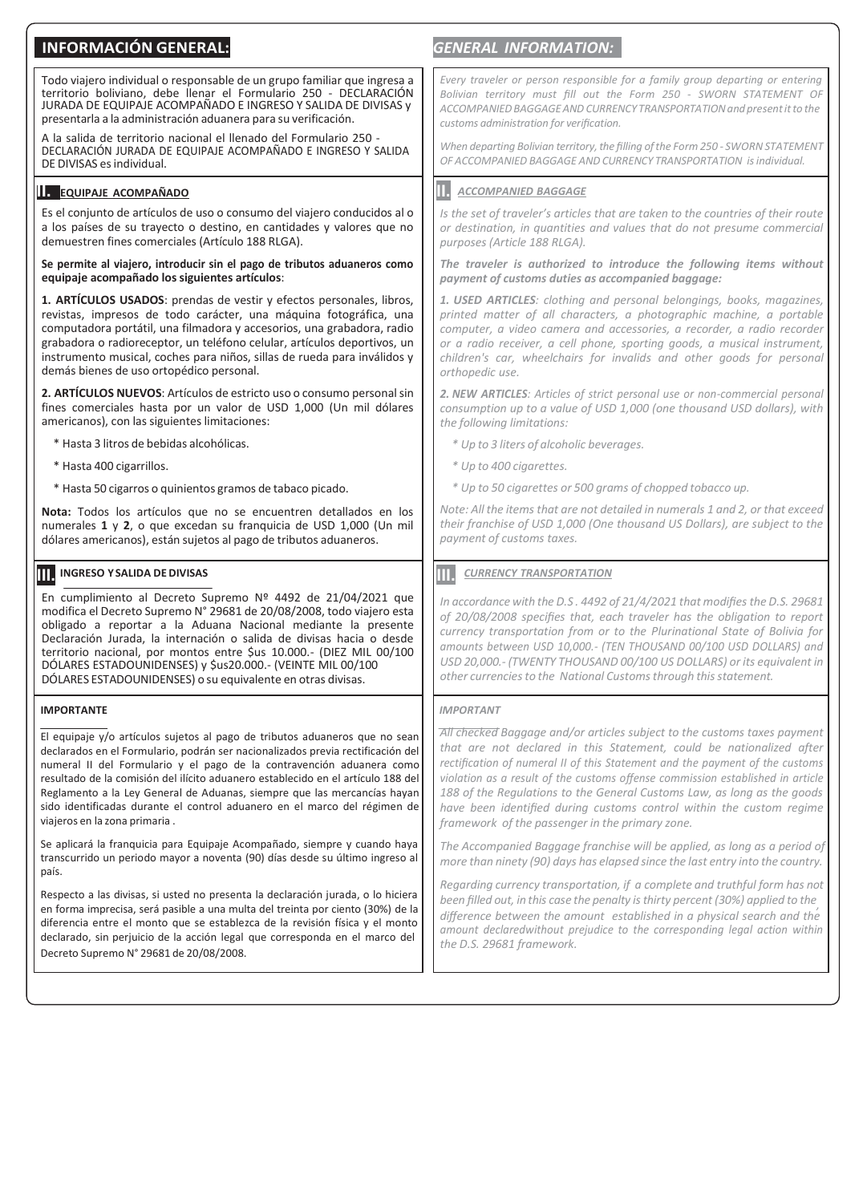## INFORMACIÓN GENERAL:

Todo viajero individual o responsable de un grupo familiar que ingresa a territorio boliviano, debe llenar el Formulario 250 - DECLARACIÓN JURADA DE EQUIPAJE ACOMPAÑADO E INGRESO Y SALIDA DE DIVISAS y presentarla a la administración aduanera para su verificación.

A la salida de territorio nacional el llenado del Formulario 250 - DECLARACIÓN JURADA DE EQUIPAJE ACOMPAÑADO E INGRESO Y SALIDA DE DIVISAS es individual.

### II. EQUIPAJE ACOMPAÑADO

Es el conjunto de artículos de uso o consumo del viajero conducidos al o a los países de su trayecto o destino, en cantidades y valores que no demuestren fines comerciales (Artículo 188 RLGA).

**Se permite al viajero, introducir sin el pago de tributos aduaneros como equipaje acompañado los siguientes artículos**:

**1. ARTÍCULOS USADOS**: prendas de vestir y efectos personales, libros, revistas, impresos de todo carácter, una máquina fotográfica, una computadora portátil, una filmadora y accesorios, una grabadora, radio grabadora o radioreceptor, un teléfono celular, artículos deportivos, un instrumento musical, coches para niños, sillas de rueda para inválidos y demás bienes de uso ortopédico personal.

**2. ARTÍCULOS NUEVOS**: Artículos de estricto uso o consumo personal sin fines comerciales hasta por un valor de USD 1,000 (Un mil dólares americanos), con las siguientes limitaciones:

* Hasta 3 litros de bebidas alcohólicas.
* Hasta 400 cigarrillos.
* Hasta 50 cigarros o quinientos gramos de tabaco picado.

**Nota:** Todos los artículos que no se encuentren detallados en los numerales **1** y **2**, o que excedan su franquicia de USD 1,000 (Un mil dólares americanos), están sujetos al pago de tributos aduaneros.

### III. INGRESO Y SALIDA DE DIVISAS

En cumplimiento al Decreto Supremo Nº 4492 de 21/04/2021 que modifica el Decreto Supremo N° 29681 de 20/08/2008, todo viajero esta obligado a reportar a la Aduana Nacional mediante la presente Declaración Jurada, la internación o salida de divisas hacia o desde territorio nacional, por montos entre $us 10.000.- (DIEZ MIL 00/100 DÓLARES ESTADOUNIDENSES) y $us20.000.- (VEINTE MIL 00/100 DÓLARES ESTADOUNIDENSES) o su equivalente en otras divisas.

### IMPORTANTE

El equipaje y/o artículos sujetos al pago de tributos aduaneros que no sean declarados en el Formulario, podrán ser nacionalizados previa rectificación del numeral II del Formulario y el pago de la contravención aduanera como resultado de la comisión del ilícito aduanero establecido en el artículo 188 del Reglamento a la Ley General de Aduanas, siempre que las mercancías hayan sido identificadas durante el control aduanero en el marco del régimen de viajeros en la zona primaria .

Se aplicará la franquicia para Equipaje Acompañado, siempre y cuando haya transcurrido un periodo mayor a noventa (90) días desde su último ingreso al país.

Respecto a las divisas, si usted no presenta la declaración jurada, o lo hiciera en forma imprecisa, será pasible a una multa del treinta por ciento (30%) de la diferencia entre el monto que se establezca de la revisión física y el monto declarado, sin perjuicio de la acción legal que corresponda en el marco del Decreto Supremo N° 29681 de 20/08/2008.

## *GENERAL INFORMATION:*

*Every traveler or person responsible for a family group departing or entering Bolivian territory must fill out the Form 250 - SWORN STATEMENT OF ACCOMPANIED BAGGAGE AND CURRENCY TRANSPORTATION and present it to the customs administration for verification.*

*When departing Bolivian territory, the filling of the Form 250 - SWORN STATEMENT OF ACCOMPANIED BAGGAGE AND CURRENCY TRANSPORTATION is individual.*

### II. *ACCOMPANIED BAGGAGE*

*Is the set of traveler's articles that are taken to the countries of their route or destination, in quantities and values that do not presume commercial purposes (Article 188 RLGA).*

***The traveler is authorized to introduce the following items without payment of customs duties as accompanied baggage:***

*1. USED ARTICLES: clothing and personal belongings, books, magazines, printed matter of all characters, a photographic machine, a portable computer, a video camera and accessories, a recorder, a radio recorder or a radio receiver, a cell phone, sporting goods, a musical instrument, children's car, wheelchairs for invalids and other goods for personal orthopedic use.*

*2. NEW ARTICLES: Articles of strict personal use or non-commercial personal consumption up to a value of USD 1,000 (one thousand USD dollars), with the following limitations:*

* *Up to 3 liters of alcoholic beverages.*
* *Up to 400 cigarettes.*
* *Up to 50 cigarettes or 500 grams of chopped tobacco up.*

*Note: All the items that are not detailed in numerals 1 and 2, or that exceed their franchise of USD 1,000 (One thousand US Dollars), are subject to the payment of customs taxes.*

### III. *CURRENCY TRANSPORTATION*

*In accordance with the D.S . 4492 of 21/4/2021 that modifies the D.S. 29681 of 20/08/2008 specifies that, each traveler has the obligation to report currency transportation from or to the Plurinational State of Bolivia for amounts between USD 10,000.- (TEN THOUSAND 00/100 USD DOLLARS) and USD 20,000.- (TWENTY THOUSAND 00/100 US DOLLARS) or its equivalent in other currencies to the National Customs through this statement.*

### *IMPORTANT*

*All checked Baggage and/or articles subject to the customs taxes payment that are not declared in this Statement, could be nationalized after rectification of numeral II of this Statement and the payment of the customs violation as a result of the customs offense commission established in article 188 of the Regulations to the General Customs Law, as long as the goods have been identified during customs control within the custom regime framework of the passenger in the primary zone.*

*The Accompanied Baggage franchise will be applied, as long as a period of more than ninety (90) days has elapsed since the last entry into the country.*

*Regarding currency transportation, if a complete and truthful form has not been filled out, in this case the penalty is thirty percent (30%) applied to the difference between the amount established in a physical search and the amount declaredwithout prejudice to the corresponding legal action within the D.S. 29681 framework.*